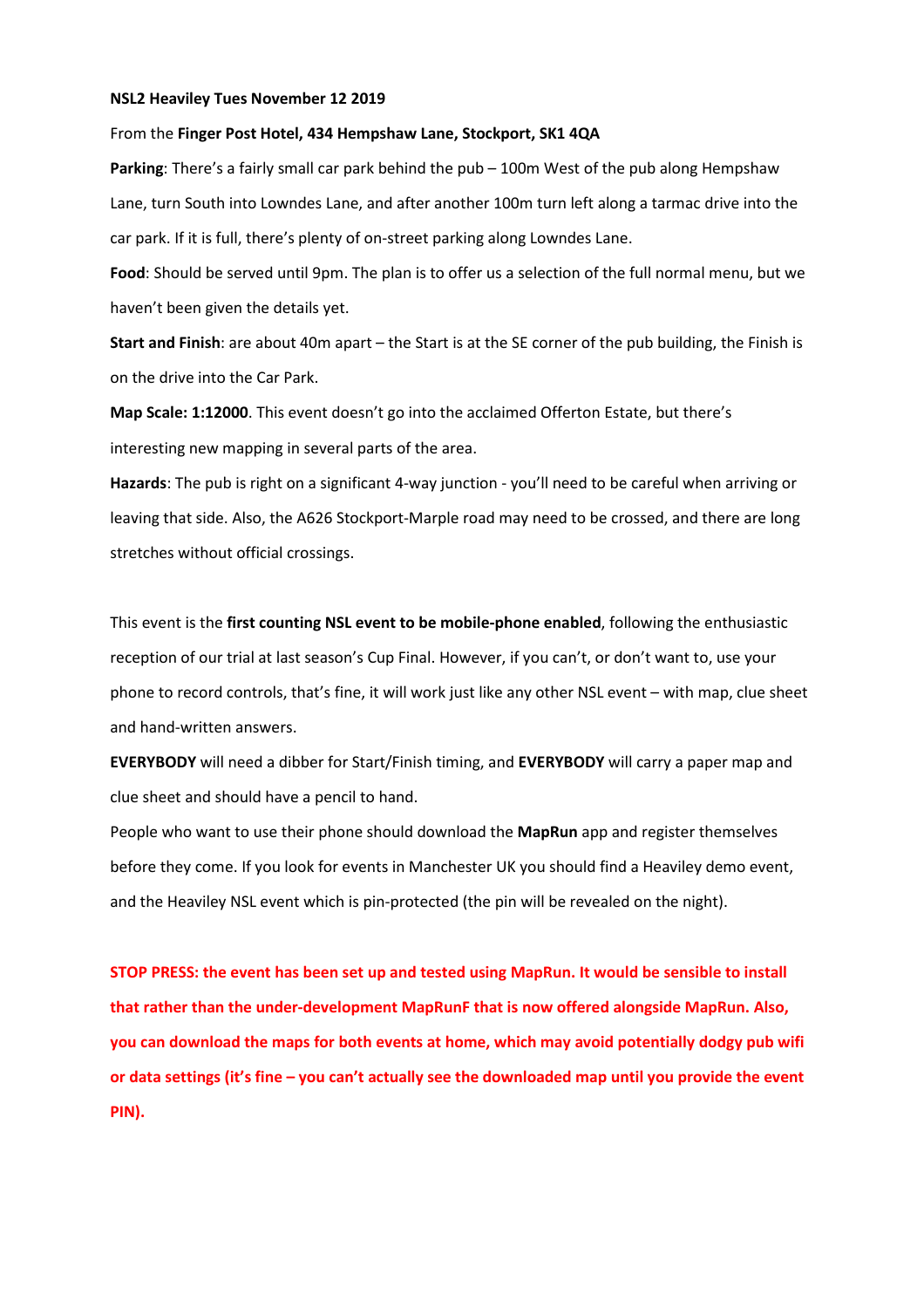**NSL2 Heaviley Tues November 12 2019**

From the **Finger Post Hotel, 434 Hempshaw Lane, Stockport, SK1 4QA**

**Parking**: There's a fairly small car park behind the pub – 100m West of the pub along Hempshaw Lane, turn South into Lowndes Lane, and after another 100m turn left along a tarmac drive into the car park. If it is full, there's plenty of on-street parking along Lowndes Lane.

**Food**: Should be served until 9pm. The plan is to offer us a selection of the full normal menu, but we haven't been given the details yet.

**Start and Finish**: are about 40m apart – the Start is at the SE corner of the pub building, the Finish is on the drive into the Car Park.

**Map Scale: 1:12000**. This event doesn't go into the acclaimed Offerton Estate, but there's interesting new mapping in several parts of the area.

**Hazards**: The pub is right on a significant 4-way junction - you'll need to be careful when arriving or leaving that side. Also, the A626 Stockport-Marple road may need to be crossed, and there are long stretches without official crossings.

This event is the **first counting NSL event to be mobile-phone enabled**, following the enthusiastic reception of our trial at last season's Cup Final. However, if you can't, or don't want to, use your phone to record controls, that's fine, it will work just like any other NSL event – with map, clue sheet and hand-written answers.

**EVERYBODY** will need a dibber for Start/Finish timing, and **EVERYBODY** will carry a paper map and clue sheet and should have a pencil to hand.

People who want to use their phone should download the **MapRun** app and register themselves before they come. If you look for events in Manchester UK you should find a Heaviley demo event, and the Heaviley NSL event which is pin-protected (the pin will be revealed on the night).

**STOP PRESS: the event has been set up and tested using MapRun. It would be sensible to install that rather than the under-development MapRunF that is now offered alongside MapRun. Also, you can download the maps for both events at home, which may avoid potentially dodgy pub wifi or data settings (it's fine – you can't actually see the downloaded map until you provide the event PIN).**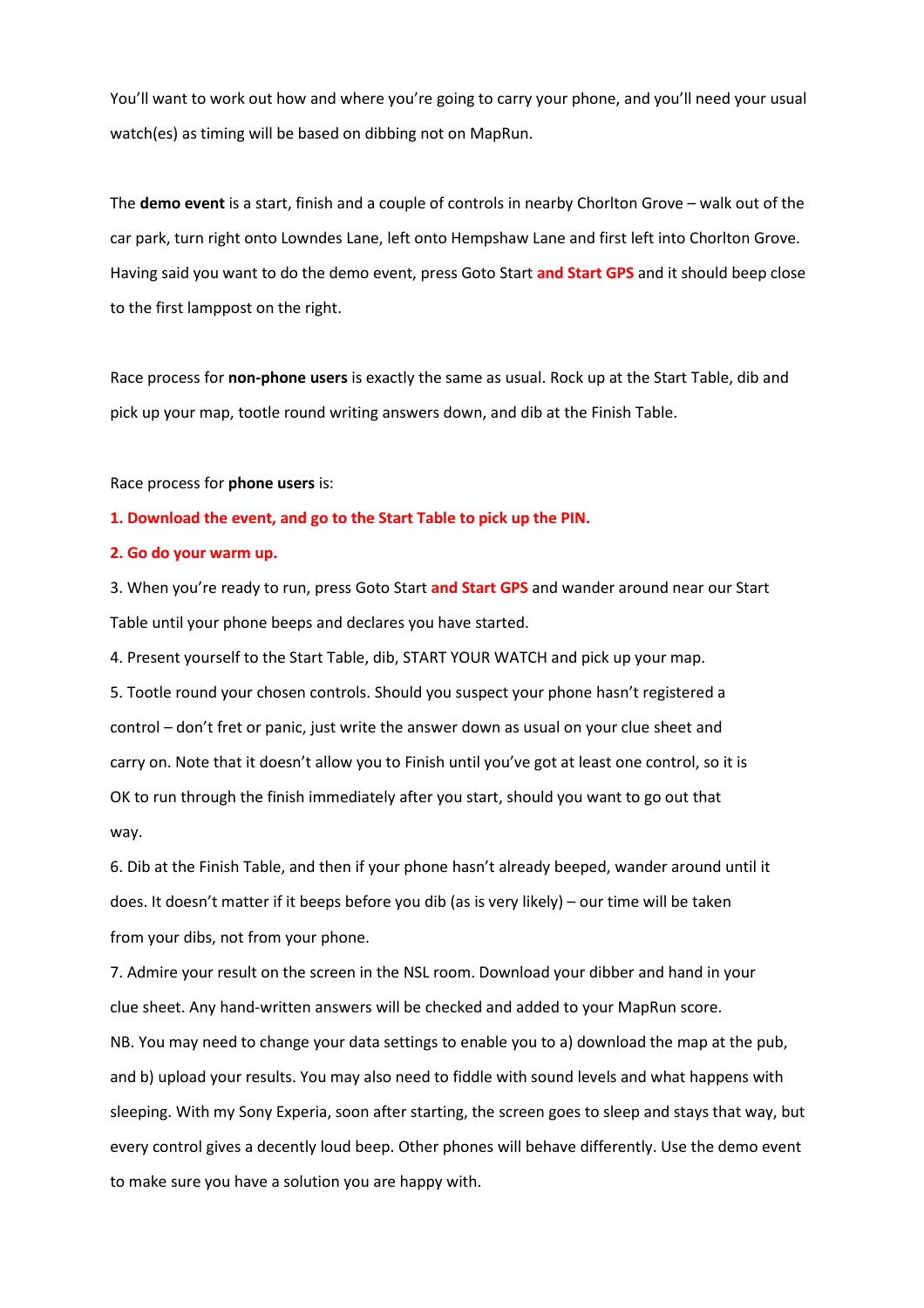You'll want to work out how and where you're going to carry your phone, and you'll need your usual watch(es) as timing will be based on dibbing not on MapRun.

The **demo event** is a start, finish and a couple of controls in nearby Chorlton Grove – walk out of the car park, turn right onto Lowndes Lane, left onto Hempshaw Lane and first left into Chorlton Grove. Having said you want to do the demo event, press Goto Start **and Start GPS** and it should beep close to the first lamppost on the right.

Race process for **non-phone users** is exactly the same as usual. Rock up at the Start Table, dib and pick up your map, tootle round writing answers down, and dib at the Finish Table.

Race process for **phone users** is:

**1. Download the event, and go to the Start Table to pick up the PIN.**

**2. Go do your warm up.**

3. When you're ready to run, press Goto Start **and Start GPS** and wander around near our Start Table until your phone beeps and declares you have started.

4. Present yourself to the Start Table, dib, START YOUR WATCH and pick up your map.

5. Tootle round your chosen controls. Should you suspect your phone hasn't registered a control – don't fret or panic, just write the answer down as usual on your clue sheet and carry on. Note that it doesn't allow you to Finish until you've got at least one control, so it is OK to run through the finish immediately after you start, should you want to go out that way.

6. Dib at the Finish Table, and then if your phone hasn't already beeped, wander around until it does. It doesn't matter if it beeps before you dib (as is very likely) – our time will be taken from your dibs, not from your phone.

7. Admire your result on the screen in the NSL room. Download your dibber and hand in your clue sheet. Any hand-written answers will be checked and added to your MapRun score.

NB. You may need to change your data settings to enable you to a) download the map at the pub, and b) upload your results. You may also need to fiddle with sound levels and what happens with sleeping. With my Sony Experia, soon after starting, the screen goes to sleep and stays that way, but every control gives a decently loud beep. Other phones will behave differently. Use the demo event to make sure you have a solution you are happy with.